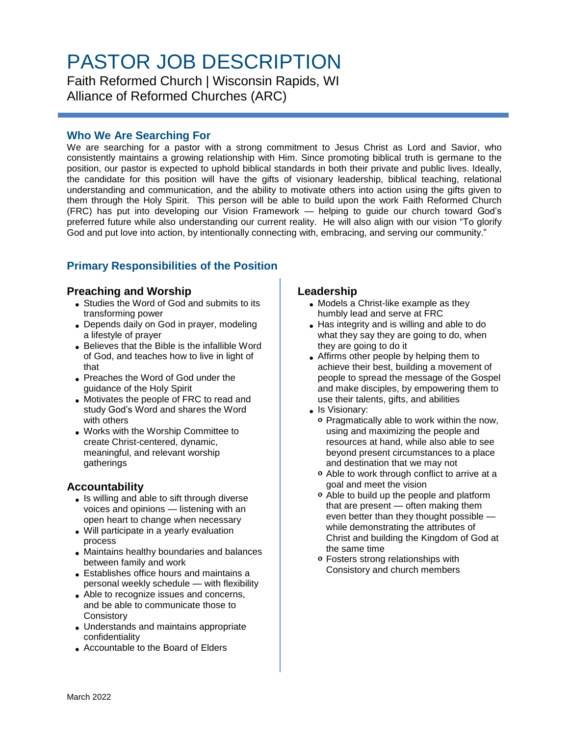# PASTOR JOB DESCRIPTION

Faith Reformed Church | Wisconsin Rapids, WI
Alliance of Reformed Churches (ARC)

## Who We Are Searching For

We are searching for a pastor with a strong commitment to Jesus Christ as Lord and Savior, who consistently maintains a growing relationship with Him. Since promoting biblical truth is germane to the position, our pastor is expected to uphold biblical standards in both their private and public lives. Ideally, the candidate for this position will have the gifts of visionary leadership, biblical teaching, relational understanding and communication, and the ability to motivate others into action using the gifts given to them through the Holy Spirit. This person will be able to build upon the work Faith Reformed Church (FRC) has put into developing our Vision Framework — helping to guide our church toward God's preferred future while also understanding our current reality. He will also align with our vision "To glorify God and put love into action, by intentionally connecting with, embracing, and serving our community."

## Primary Responsibilities of the Position

### Preaching and Worship

- Studies the Word of God and submits to its transforming power
- Depends daily on God in prayer, modeling a lifestyle of prayer
- Believes that the Bible is the infallible Word of God, and teaches how to live in light of that
- Preaches the Word of God under the guidance of the Holy Spirit
- Motivates the people of FRC to read and study God's Word and shares the Word with others
- Works with the Worship Committee to create Christ-centered, dynamic, meaningful, and relevant worship gatherings

### Accountability

- Is willing and able to sift through diverse voices and opinions — listening with an open heart to change when necessary
- Will participate in a yearly evaluation process
- Maintains healthy boundaries and balances between family and work
- Establishes office hours and maintains a personal weekly schedule — with flexibility
- Able to recognize issues and concerns, and be able to communicate those to Consistory
- Understands and maintains appropriate confidentiality
- Accountable to the Board of Elders

### Leadership

- Models a Christ-like example as they humbly lead and serve at FRC
- Has integrity and is willing and able to do what they say they are going to do, when they are going to do it
- Affirms other people by helping them to achieve their best, building a movement of people to spread the message of the Gospel and make disciples, by empowering them to use their talents, gifts, and abilities
- Is Visionary:
  - Pragmatically able to work within the now, using and maximizing the people and resources at hand, while also able to see beyond present circumstances to a place and destination that we may not
  - Able to work through conflict to arrive at a goal and meet the vision
  - Able to build up the people and platform that are present — often making them even better than they thought possible — while demonstrating the attributes of Christ and building the Kingdom of God at the same time
  - Fosters strong relationships with Consistory and church members

March 2022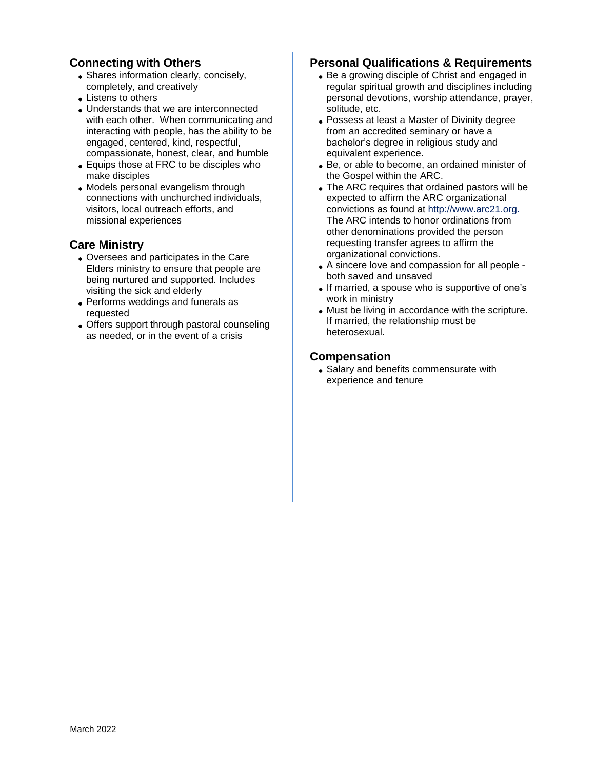## Connecting with Others

- Shares information clearly, concisely, completely, and creatively
- Listens to others
- Understands that we are interconnected with each other. When communicating and interacting with people, has the ability to be engaged, centered, kind, respectful, compassionate, honest, clear, and humble
- Equips those at FRC to be disciples who make disciples
- Models personal evangelism through connections with unchurched individuals, visitors, local outreach efforts, and missional experiences

## Care Ministry

- Oversees and participates in the Care Elders ministry to ensure that people are being nurtured and supported. Includes visiting the sick and elderly
- Performs weddings and funerals as requested
- Offers support through pastoral counseling as needed, or in the event of a crisis

## Personal Qualifications & Requirements

- Be a growing disciple of Christ and engaged in regular spiritual growth and disciplines including personal devotions, worship attendance, prayer, solitude, etc.
- Possess at least a Master of Divinity degree from an accredited seminary or have a bachelor's degree in religious study and equivalent experience.
- Be, or able to become, an ordained minister of the Gospel within the ARC.
- The ARC requires that ordained pastors will be expected to affirm the ARC organizational convictions as found at http://www.arc21.org. The ARC intends to honor ordinations from other denominations provided the person requesting transfer agrees to affirm the organizational convictions.
- A sincere love and compassion for all people - both saved and unsaved
- If married, a spouse who is supportive of one's work in ministry
- Must be living in accordance with the scripture. If married, the relationship must be heterosexual.

## Compensation

- Salary and benefits commensurate with experience and tenure

March 2022